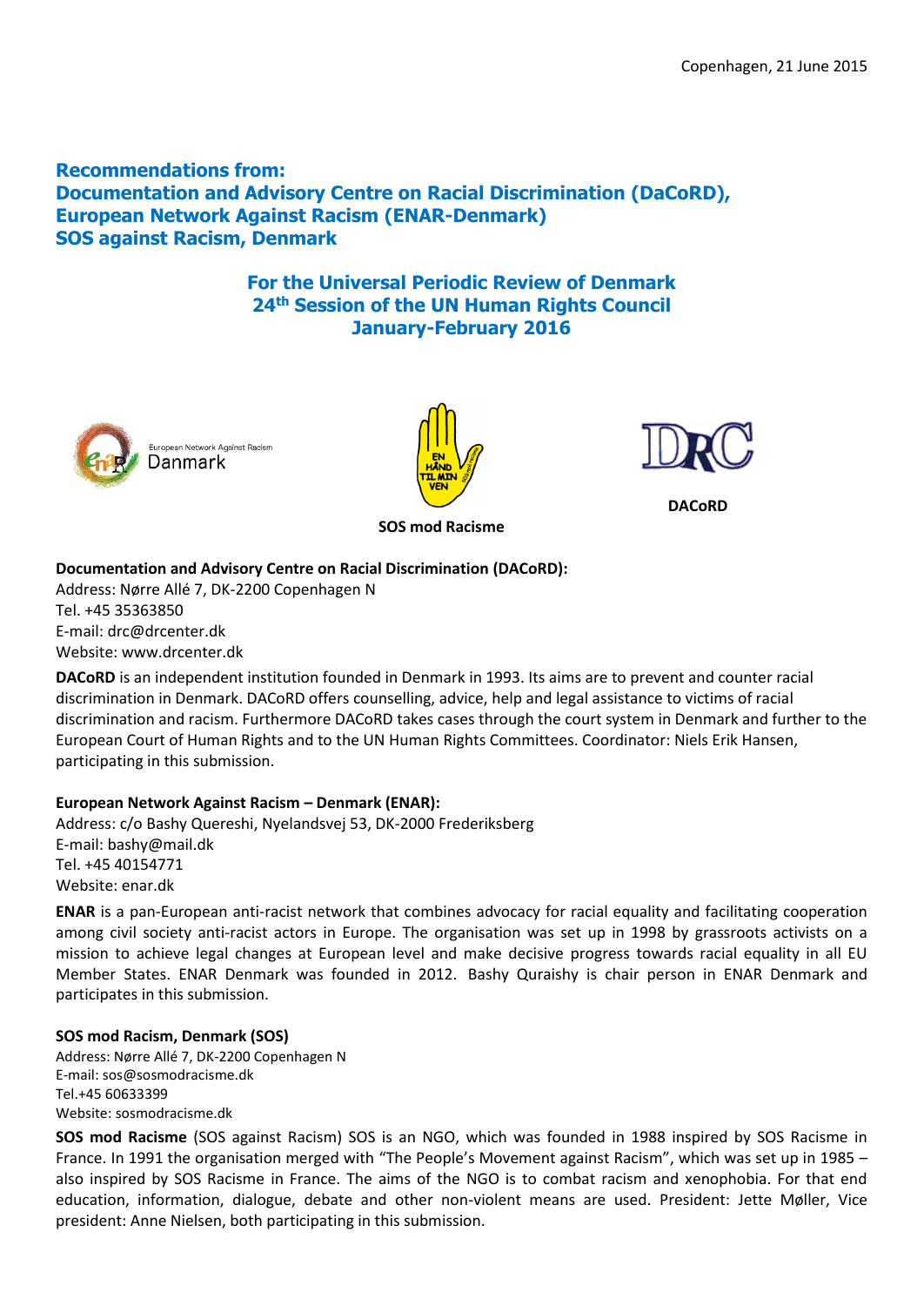Copenhagen, 21 June 2015

## Recommendations from:
## Documentation and Advisory Centre on Racial Discrimination (DaCoRD),
## European Network Against Racism (ENAR-Denmark)
## SOS against Racism, Denmark

### For the Universal Periodic Review of Denmark
### 24th Session of the UN Human Rights Council
### January-February 2016

European Network Against Racism Danmark

EN HÅND TIL MIN VEN

SOS mod Racisme

DRC

DACoRD

**Documentation and Advisory Centre on Racial Discrimination (DACoRD):**
Address: Nørre Allé 7, DK-2200 Copenhagen N
Tel. +45 35363850
E-mail: drc@drcenter.dk
Website: www.drcenter.dk

**DACoRD** is an independent institution founded in Denmark in 1993. Its aims are to prevent and counter racial discrimination in Denmark. DACoRD offers counselling, advice, help and legal assistance to victims of racial discrimination and racism. Furthermore DACoRD takes cases through the court system in Denmark and further to the European Court of Human Rights and to the UN Human Rights Committees. Coordinator: Niels Erik Hansen, participating in this submission.

**European Network Against Racism – Denmark (ENAR):**
Address: c/o Bashy Quereshi, Nyelandsvej 53, DK-2000 Frederiksberg
E-mail: bashy@mail.dk
Tel. +45 40154771
Website: enar.dk

**ENAR** is a pan-European anti-racist network that combines advocacy for racial equality and facilitating cooperation among civil society anti-racist actors in Europe. The organisation was set up in 1998 by grassroots activists on a mission to achieve legal changes at European level and make decisive progress towards racial equality in all EU Member States. ENAR Denmark was founded in 2012. Bashy Quraishy is chair person in ENAR Denmark and participates in this submission.

**SOS mod Racism, Denmark (SOS)**
Address: Nørre Allé 7, DK-2200 Copenhagen N
E-mail: sos@sosmodracisme.dk
Tel.+45 60633399
Website: sosmodracisme.dk

**SOS mod Racisme** (SOS against Racism) SOS is an NGO, which was founded in 1988 inspired by SOS Racisme in France. In 1991 the organisation merged with "The People's Movement against Racism", which was set up in 1985 – also inspired by SOS Racisme in France. The aims of the NGO is to combat racism and xenophobia. For that end education, information, dialogue, debate and other non-violent means are used. President: Jette Møller, Vice president: Anne Nielsen, both participating in this submission.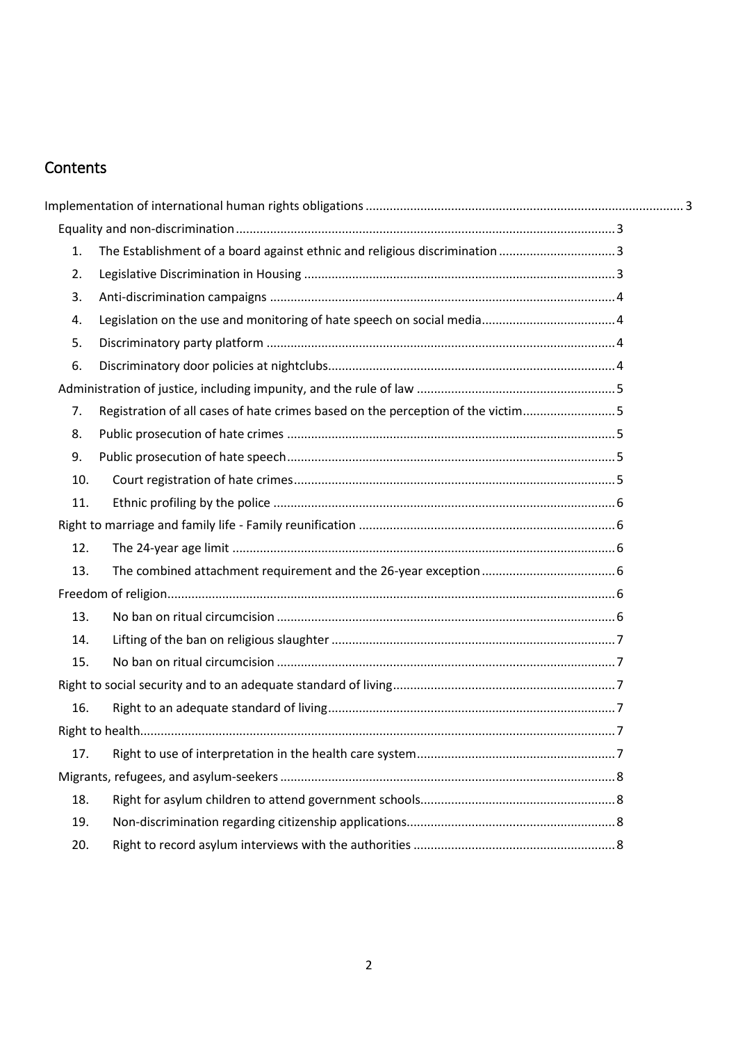## Contents

Implementation of international human rights obligations ........................................................................................... 3

Equality and non-discrimination ............................................................................................................. 3

1. The Establishment of a board against ethnic and religious discrimination ................................. 3
2. Legislative Discrimination in Housing .......................................................................................... 3
3. Anti-discrimination campaigns .................................................................................................... 4
4. Legislation on the use and monitoring of hate speech on social media ...................................... 4
5. Discriminatory party platform ..................................................................................................... 4
6. Discriminatory door policies at nightclubs ................................................................................... 4

Administration of justice, including impunity, and the rule of law ......................................................... 5

7. Registration of all cases of hate crimes based on the perception of the victim ........................... 5
8. Public prosecution of hate crimes ............................................................................................... 5
9. Public prosecution of hate speech ............................................................................................... 5
10. Court registration of hate crimes ............................................................................................. 5
11. Ethnic profiling by the police ................................................................................................... 6

Right to marriage and family life - Family reunification .......................................................................... 6

12. The 24-year age limit ............................................................................................................... 6
13. The combined attachment requirement and the 26-year exception ....................................... 6

Freedom of religion ................................................................................................................................. 6

13. No ban on ritual circumcision .................................................................................................. 6
14. Lifting of the ban on religious slaughter .................................................................................. 7
15. No ban on ritual circumcision .................................................................................................. 7

Right to social security and to an adequate standard of living ................................................................ 7

16. Right to an adequate standard of living ................................................................................... 7

Right to health ......................................................................................................................................... 7

17. Right to use of interpretation in the health care system .......................................................... 7

Migrants, refugees, and asylum-seekers ................................................................................................. 8

18. Right for asylum children to attend government schools ........................................................ 8
19. Non-discrimination regarding citizenship applications ............................................................ 8
20. Right to record asylum interviews with the authorities ........................................................... 8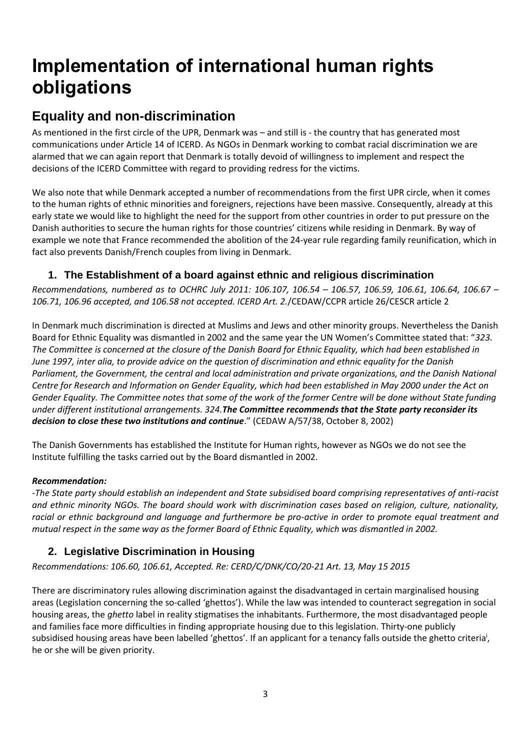# Implementation of international human rights obligations

## Equality and non-discrimination

As mentioned in the first circle of the UPR, Denmark was – and still is - the country that has generated most communications under Article 14 of ICERD. As NGOs in Denmark working to combat racial discrimination we are alarmed that we can again report that Denmark is totally devoid of willingness to implement and respect the decisions of the ICERD Committee with regard to providing redress for the victims.

We also note that while Denmark accepted a number of recommendations from the first UPR circle, when it comes to the human rights of ethnic minorities and foreigners, rejections have been massive. Consequently, already at this early state we would like to highlight the need for the support from other countries in order to put pressure on the Danish authorities to secure the human rights for those countries' citizens while residing in Denmark. By way of example we note that France recommended the abolition of the 24-year rule regarding family reunification, which in fact also prevents Danish/French couples from living in Denmark.

### 1. The Establishment of a board against ethnic and religious discrimination

*Recommendations, numbered as to OCHRC July 2011: 106.107, 106.54 – 106.57, 106.59, 106.61, 106.64, 106.67 – 106.71, 106.96 accepted, and 106.58 not accepted. ICERD Art. 2.*/CEDAW/CCPR article 26/CESCR article 2

In Denmark much discrimination is directed at Muslims and Jews and other minority groups. Nevertheless the Danish Board for Ethnic Equality was dismantled in 2002 and the same year the UN Women's Committee stated that: "*323. The Committee is concerned at the closure of the Danish Board for Ethnic Equality, which had been established in June 1997, inter alia, to provide advice on the question of discrimination and ethnic equality for the Danish Parliament, the Government, the central and local administration and private organizations, and the Danish National Centre for Research and Information on Gender Equality, which had been established in May 2000 under the Act on Gender Equality. The Committee notes that some of the work of the former Centre will be done without State funding under different institutional arrangements. 324.**The Committee recommends that the State party reconsider its decision to close these two institutions and continue***." (CEDAW A/57/38, October 8, 2002)

The Danish Governments has established the Institute for Human rights, however as NGOs we do not see the Institute fulfilling the tasks carried out by the Board dismantled in 2002.

***Recommendation:***

*-The State party should establish an independent and State subsidised board comprising representatives of anti-racist and ethnic minority NGOs. The board should work with discrimination cases based on religion, culture, nationality, racial or ethnic background and language and furthermore be pro-active in order to promote equal treatment and mutual respect in the same way as the former Board of Ethnic Equality, which was dismantled in 2002.*

### 2. Legislative Discrimination in Housing

*Recommendations: 106.60, 106.61, Accepted. Re: CERD/C/DNK/CO/20-21 Art. 13, May 15 2015*

There are discriminatory rules allowing discrimination against the disadvantaged in certain marginalised housing areas (Legislation concerning the so-called 'ghettos'). While the law was intended to counteract segregation in social housing areas, the *ghetto* label in reality stigmatises the inhabitants. Furthermore, the most disadvantaged people and families face more difficulties in finding appropriate housing due to this legislation. Thirty-one publicly subsidised housing areas have been labelled 'ghettos'. If an applicant for a tenancy falls outside the ghetto criteria[i], he or she will be given priority.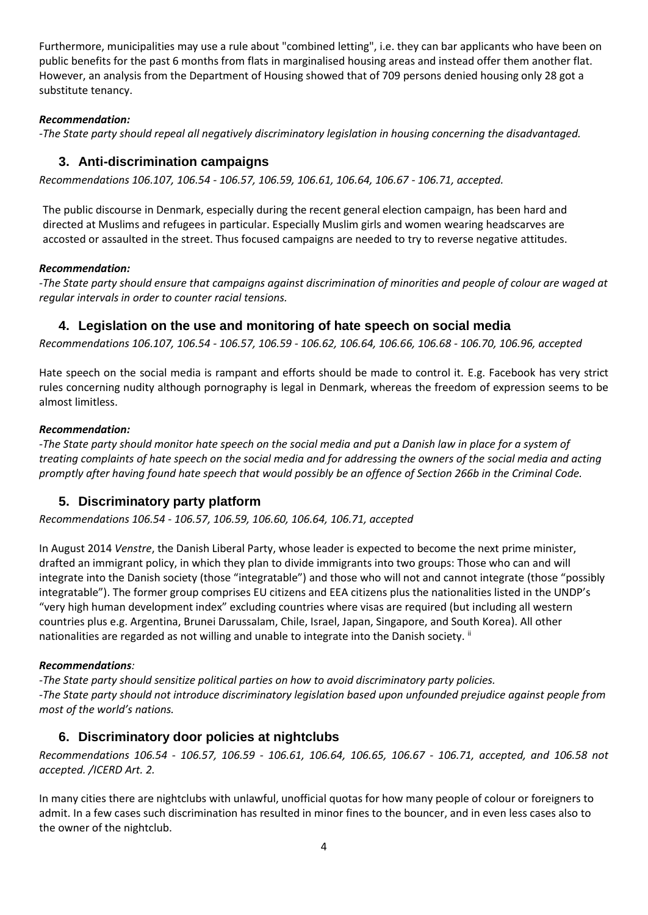Furthermore, municipalities may use a rule about "combined letting", i.e. they can bar applicants who have been on public benefits for the past 6 months from flats in marginalised housing areas and instead offer them another flat. However, an analysis from the Department of Housing showed that of 709 persons denied housing only 28 got a substitute tenancy.

***Recommendation:***

*-The State party should repeal all negatively discriminatory legislation in housing concerning the disadvantaged.*

## 3. Anti-discrimination campaigns

*Recommendations 106.107, 106.54 - 106.57, 106.59, 106.61, 106.64, 106.67 - 106.71, accepted.*

The public discourse in Denmark, especially during the recent general election campaign, has been hard and directed at Muslims and refugees in particular. Especially Muslim girls and women wearing headscarves are accosted or assaulted in the street. Thus focused campaigns are needed to try to reverse negative attitudes.

***Recommendation:***

*-The State party should ensure that campaigns against discrimination of minorities and people of colour are waged at regular intervals in order to counter racial tensions.*

## 4. Legislation on the use and monitoring of hate speech on social media

*Recommendations 106.107, 106.54 - 106.57, 106.59 - 106.62, 106.64, 106.66, 106.68 - 106.70, 106.96, accepted*

Hate speech on the social media is rampant and efforts should be made to control it. E.g. Facebook has very strict rules concerning nudity although pornography is legal in Denmark, whereas the freedom of expression seems to be almost limitless.

***Recommendation:***

*-The State party should monitor hate speech on the social media and put a Danish law in place for a system of treating complaints of hate speech on the social media and for addressing the owners of the social media and acting promptly after having found hate speech that would possibly be an offence of Section 266b in the Criminal Code.*

## 5. Discriminatory party platform

*Recommendations 106.54 - 106.57, 106.59, 106.60, 106.64, 106.71, accepted*

In August 2014 *Venstre*, the Danish Liberal Party, whose leader is expected to become the next prime minister, drafted an immigrant policy, in which they plan to divide immigrants into two groups: Those who can and will integrate into the Danish society (those "integratable") and those who will not and cannot integrate (those "possibly integratable"). The former group comprises EU citizens and EEA citizens plus the nationalities listed in the UNDP's "very high human development index" excluding countries where visas are required (but including all western countries plus e.g. Argentina, Brunei Darussalam, Chile, Israel, Japan, Singapore, and South Korea). All other nationalities are regarded as not willing and unable to integrate into the Danish society. [ii]

***Recommendations**:*

*-The State party should sensitize political parties on how to avoid discriminatory party policies.*

*-The State party should not introduce discriminatory legislation based upon unfounded prejudice against people from most of the world's nations.*

## 6. Discriminatory door policies at nightclubs

*Recommendations 106.54 - 106.57, 106.59 - 106.61, 106.64, 106.65, 106.67 - 106.71, accepted, and 106.58 not accepted. /ICERD Art. 2.*

In many cities there are nightclubs with unlawful, unofficial quotas for how many people of colour or foreigners to admit. In a few cases such discrimination has resulted in minor fines to the bouncer, and in even less cases also to the owner of the nightclub.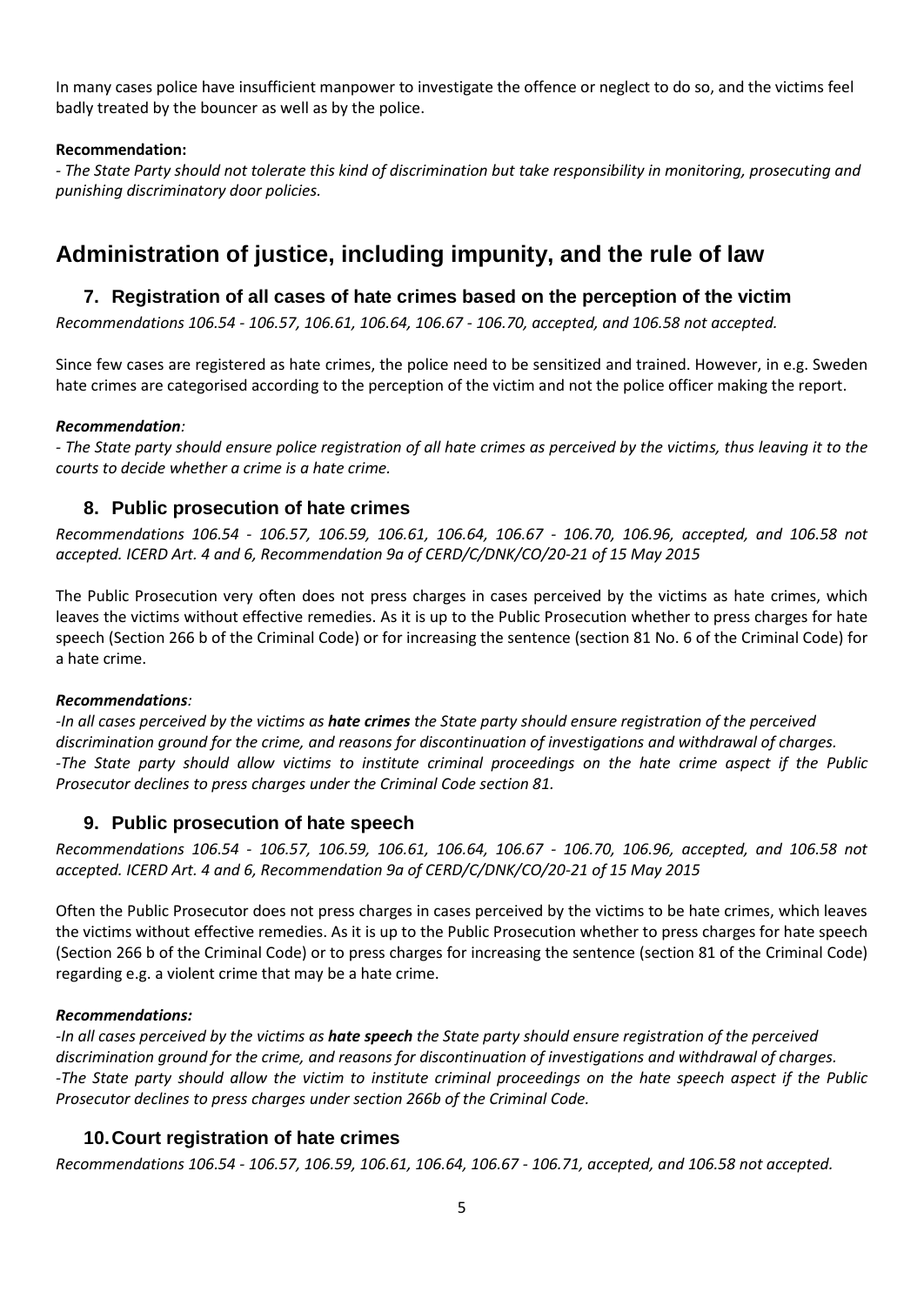In many cases police have insufficient manpower to investigate the offence or neglect to do so, and the victims feel badly treated by the bouncer as well as by the police.

**Recommendation:**

*- The State Party should not tolerate this kind of discrimination but take responsibility in monitoring, prosecuting and punishing discriminatory door policies.*

# Administration of justice, including impunity, and the rule of law

## 7. Registration of all cases of hate crimes based on the perception of the victim

*Recommendations 106.54 - 106.57, 106.61, 106.64, 106.67 - 106.70, accepted, and 106.58 not accepted.*

Since few cases are registered as hate crimes, the police need to be sensitized and trained. However, in e.g. Sweden hate crimes are categorised according to the perception of the victim and not the police officer making the report.

***Recommendation:***

*- The State party should ensure police registration of all hate crimes as perceived by the victims, thus leaving it to the courts to decide whether a crime is a hate crime.*

## 8. Public prosecution of hate crimes

*Recommendations 106.54 - 106.57, 106.59, 106.61, 106.64, 106.67 - 106.70, 106.96, accepted, and 106.58 not accepted. ICERD Art. 4 and 6, Recommendation 9a of CERD/C/DNK/CO/20-21 of 15 May 2015*

The Public Prosecution very often does not press charges in cases perceived by the victims as hate crimes, which leaves the victims without effective remedies. As it is up to the Public Prosecution whether to press charges for hate speech (Section 266 b of the Criminal Code) or for increasing the sentence (section 81 No. 6 of the Criminal Code) for a hate crime.

***Recommendations:***

*-In all cases perceived by the victims as **hate crimes** the State party should ensure registration of the perceived discrimination ground for the crime, and reasons for discontinuation of investigations and withdrawal of charges.*

*-The State party should allow victims to institute criminal proceedings on the hate crime aspect if the Public Prosecutor declines to press charges under the Criminal Code section 81.*

## 9. Public prosecution of hate speech

*Recommendations 106.54 - 106.57, 106.59, 106.61, 106.64, 106.67 - 106.70, 106.96, accepted, and 106.58 not accepted. ICERD Art. 4 and 6, Recommendation 9a of CERD/C/DNK/CO/20-21 of 15 May 2015*

Often the Public Prosecutor does not press charges in cases perceived by the victims to be hate crimes, which leaves the victims without effective remedies. As it is up to the Public Prosecution whether to press charges for hate speech (Section 266 b of the Criminal Code) or to press charges for increasing the sentence (section 81 of the Criminal Code) regarding e.g. a violent crime that may be a hate crime.

***Recommendations:***

*-In all cases perceived by the victims as **hate speech** the State party should ensure registration of the perceived discrimination ground for the crime, and reasons for discontinuation of investigations and withdrawal of charges.*

*-The State party should allow the victim to institute criminal proceedings on the hate speech aspect if the Public Prosecutor declines to press charges under section 266b of the Criminal Code.*

## 10. Court registration of hate crimes

*Recommendations 106.54 - 106.57, 106.59, 106.61, 106.64, 106.67 - 106.71, accepted, and 106.58 not accepted.*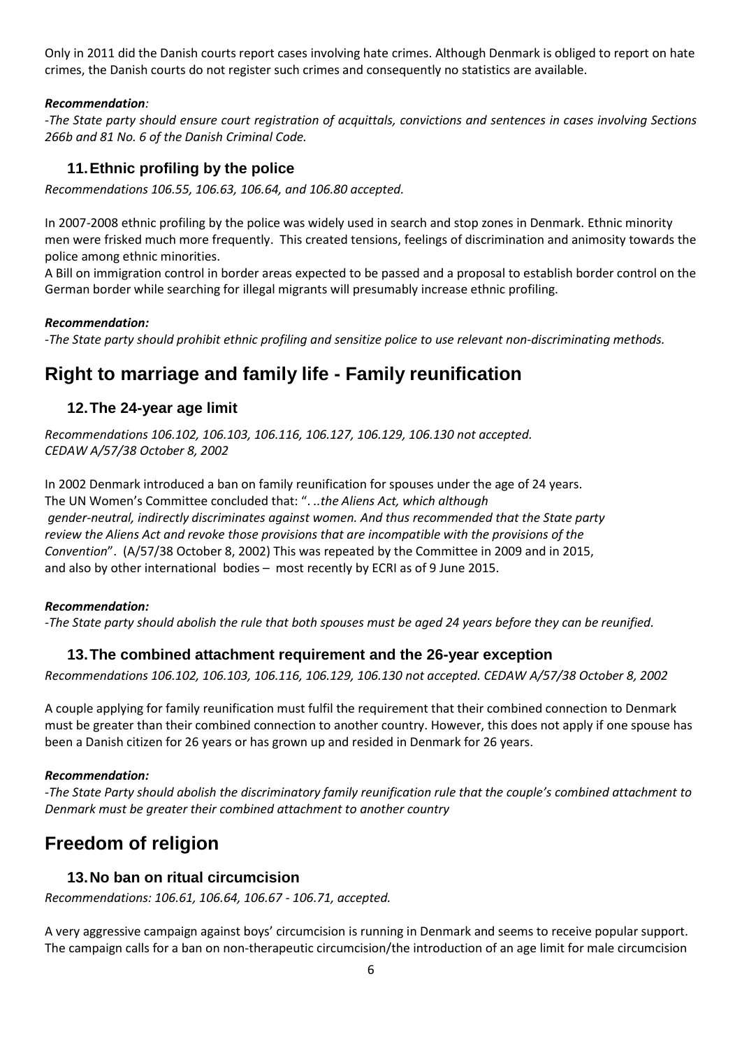Only in 2011 did the Danish courts report cases involving hate crimes. Although Denmark is obliged to report on hate crimes, the Danish courts do not register such crimes and consequently no statistics are available.

***Recommendation**:*

*-The State party should ensure court registration of acquittals, convictions and sentences in cases involving Sections 266b and 81 No. 6 of the Danish Criminal Code.*

### 11. Ethnic profiling by the police

*Recommendations 106.55, 106.63, 106.64, and 106.80 accepted.*

In 2007-2008 ethnic profiling by the police was widely used in search and stop zones in Denmark. Ethnic minority men were frisked much more frequently. This created tensions, feelings of discrimination and animosity towards the police among ethnic minorities.

A Bill on immigration control in border areas expected to be passed and a proposal to establish border control on the German border while searching for illegal migrants will presumably increase ethnic profiling.

***Recommendation:***

*-The State party should prohibit ethnic profiling and sensitize police to use relevant non-discriminating methods.*

## Right to marriage and family life - Family reunification

### 12. The 24-year age limit

*Recommendations 106.102, 106.103, 106.116, 106.127, 106.129, 106.130 not accepted.*
*CEDAW A/57/38 October 8, 2002*

In 2002 Denmark introduced a ban on family reunification for spouses under the age of 24 years.
The UN Women's Committee concluded that: "*. ..the Aliens Act, which although gender-neutral, indirectly discriminates against women. And thus recommended that the State party review the Aliens Act and revoke those provisions that are incompatible with the provisions of the Convention*". (A/57/38 October 8, 2002) This was repeated by the Committee in 2009 and in 2015, and also by other international bodies – most recently by ECRI as of 9 June 2015.

***Recommendation:***

*-The State party should abolish the rule that both spouses must be aged 24 years before they can be reunified.*

### 13. The combined attachment requirement and the 26-year exception

*Recommendations 106.102, 106.103, 106.116, 106.129, 106.130 not accepted. CEDAW A/57/38 October 8, 2002*

A couple applying for family reunification must fulfil the requirement that their combined connection to Denmark must be greater than their combined connection to another country. However, this does not apply if one spouse has been a Danish citizen for 26 years or has grown up and resided in Denmark for 26 years.

***Recommendation:***

*-The State Party should abolish the discriminatory family reunification rule that the couple's combined attachment to Denmark must be greater their combined attachment to another country*

## Freedom of religion

### 13. No ban on ritual circumcision

*Recommendations: 106.61, 106.64, 106.67 - 106.71, accepted.*

A very aggressive campaign against boys' circumcision is running in Denmark and seems to receive popular support. The campaign calls for a ban on non-therapeutic circumcision/the introduction of an age limit for male circumcision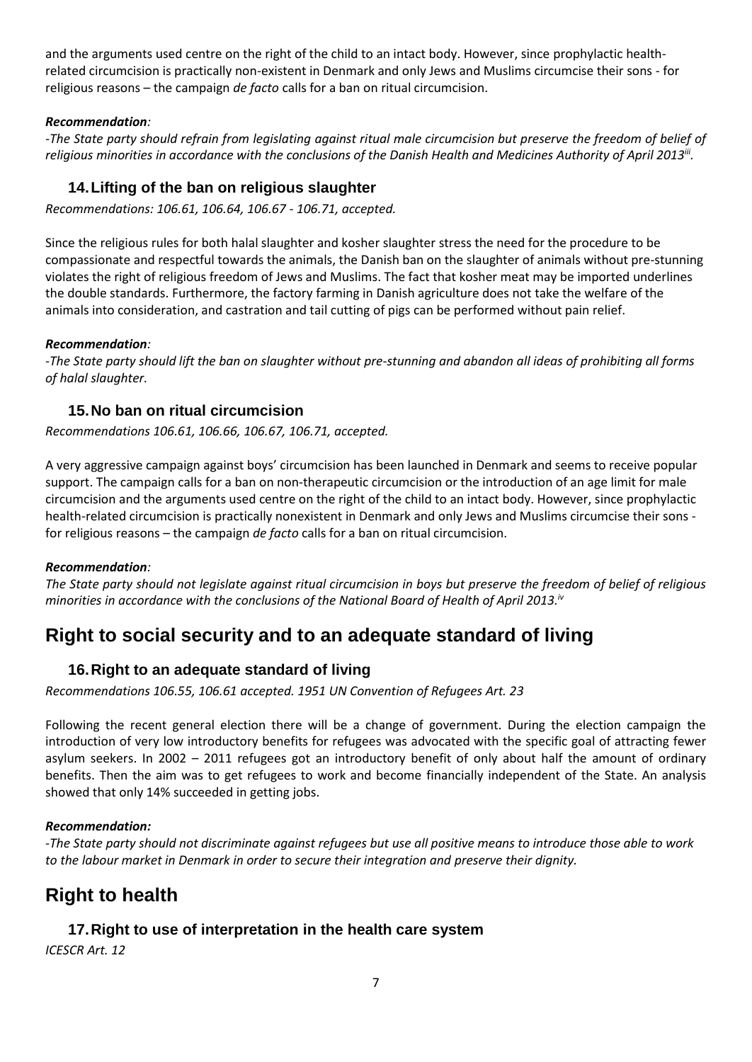and the arguments used centre on the right of the child to an intact body. However, since prophylactic health-related circumcision is practically non-existent in Denmark and only Jews and Muslims circumcise their sons - for religious reasons – the campaign *de facto* calls for a ban on ritual circumcision.

***Recommendation:***

*-The State party should refrain from legislating against ritual male circumcision but preserve the freedom of belief of religious minorities in accordance with the conclusions of the Danish Health and Medicines Authority of April 2013[iii].*

### 14. Lifting of the ban on religious slaughter

*Recommendations: 106.61, 106.64, 106.67 - 106.71, accepted.*

Since the religious rules for both halal slaughter and kosher slaughter stress the need for the procedure to be compassionate and respectful towards the animals, the Danish ban on the slaughter of animals without pre-stunning violates the right of religious freedom of Jews and Muslims. The fact that kosher meat may be imported underlines the double standards. Furthermore, the factory farming in Danish agriculture does not take the welfare of the animals into consideration, and castration and tail cutting of pigs can be performed without pain relief.

***Recommendation:***

*-The State party should lift the ban on slaughter without pre-stunning and abandon all ideas of prohibiting all forms of halal slaughter.*

### 15. No ban on ritual circumcision

*Recommendations 106.61, 106.66, 106.67, 106.71, accepted.*

A very aggressive campaign against boys' circumcision has been launched in Denmark and seems to receive popular support. The campaign calls for a ban on non-therapeutic circumcision or the introduction of an age limit for male circumcision and the arguments used centre on the right of the child to an intact body. However, since prophylactic health-related circumcision is practically nonexistent in Denmark and only Jews and Muslims circumcise their sons - for religious reasons – the campaign *de facto* calls for a ban on ritual circumcision.

***Recommendation:***

*The State party should not legislate against ritual circumcision in boys but preserve the freedom of belief of religious minorities in accordance with the conclusions of the National Board of Health of April 2013.[iv]*

## Right to social security and to an adequate standard of living

### 16. Right to an adequate standard of living

*Recommendations 106.55, 106.61 accepted. 1951 UN Convention of Refugees Art. 23*

Following the recent general election there will be a change of government. During the election campaign the introduction of very low introductory benefits for refugees was advocated with the specific goal of attracting fewer asylum seekers. In 2002 – 2011 refugees got an introductory benefit of only about half the amount of ordinary benefits. Then the aim was to get refugees to work and become financially independent of the State. An analysis showed that only 14% succeeded in getting jobs.

***Recommendation:***

*-The State party should not discriminate against refugees but use all positive means to introduce those able to work to the labour market in Denmark in order to secure their integration and preserve their dignity.*

## Right to health

### 17. Right to use of interpretation in the health care system

*ICESCR Art. 12*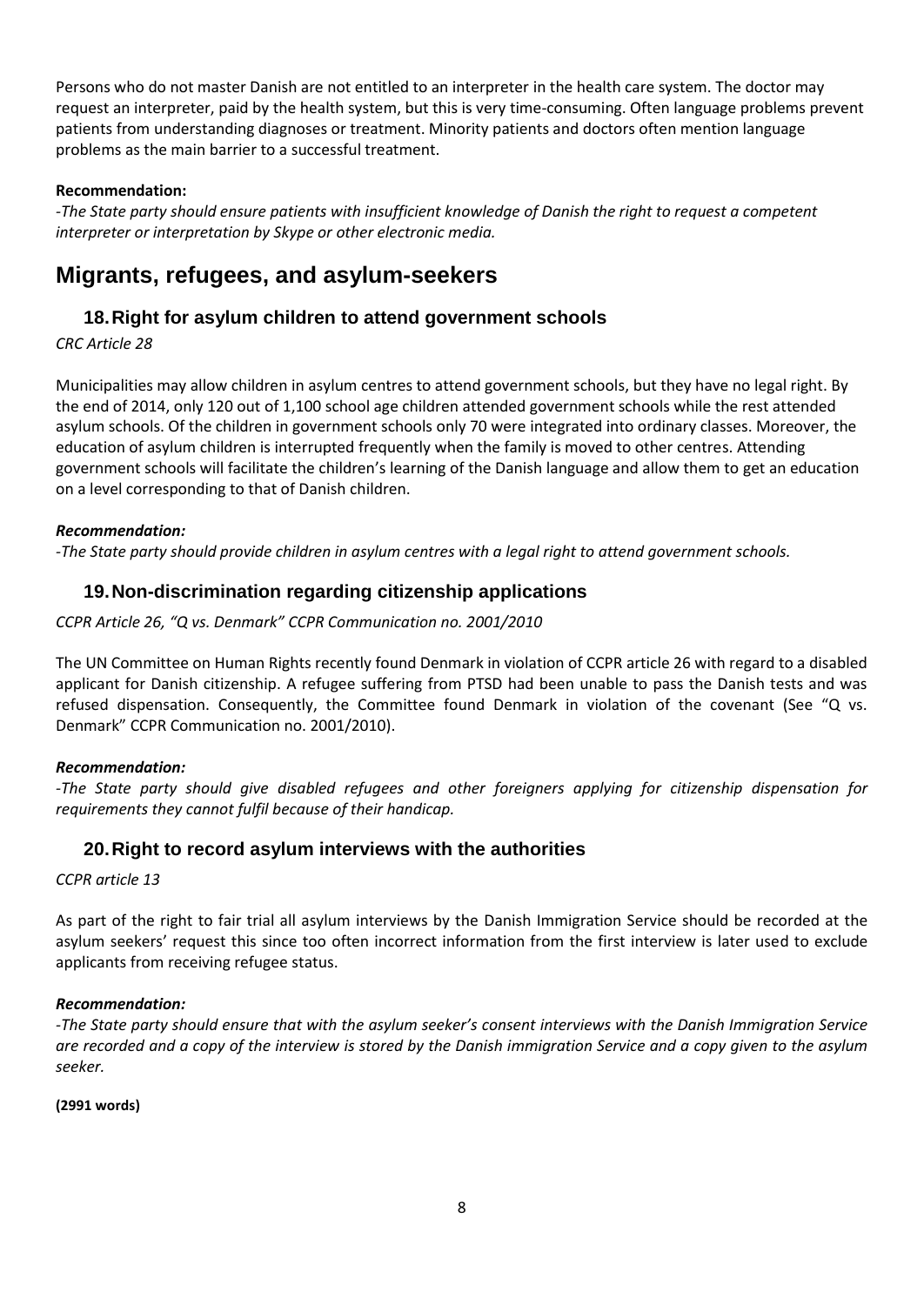Persons who do not master Danish are not entitled to an interpreter in the health care system. The doctor may request an interpreter, paid by the health system, but this is very time-consuming. Often language problems prevent patients from understanding diagnoses or treatment. Minority patients and doctors often mention language problems as the main barrier to a successful treatment.

**Recommendation:**

*-The State party should ensure patients with insufficient knowledge of Danish the right to request a competent interpreter or interpretation by Skype or other electronic media.*

# Migrants, refugees, and asylum-seekers

## 18. Right for asylum children to attend government schools

*CRC Article 28*

Municipalities may allow children in asylum centres to attend government schools, but they have no legal right. By the end of 2014, only 120 out of 1,100 school age children attended government schools while the rest attended asylum schools. Of the children in government schools only 70 were integrated into ordinary classes. Moreover, the education of asylum children is interrupted frequently when the family is moved to other centres. Attending government schools will facilitate the children's learning of the Danish language and allow them to get an education on a level corresponding to that of Danish children.

***Recommendation:***

*-The State party should provide children in asylum centres with a legal right to attend government schools.*

## 19. Non-discrimination regarding citizenship applications

*CCPR Article 26, "Q vs. Denmark" CCPR Communication no. 2001/2010*

The UN Committee on Human Rights recently found Denmark in violation of CCPR article 26 with regard to a disabled applicant for Danish citizenship. A refugee suffering from PTSD had been unable to pass the Danish tests and was refused dispensation. Consequently, the Committee found Denmark in violation of the covenant (See "Q vs. Denmark" CCPR Communication no. 2001/2010).

***Recommendation:***

*-The State party should give disabled refugees and other foreigners applying for citizenship dispensation for requirements they cannot fulfil because of their handicap.*

## 20. Right to record asylum interviews with the authorities

*CCPR article 13*

As part of the right to fair trial all asylum interviews by the Danish Immigration Service should be recorded at the asylum seekers' request this since too often incorrect information from the first interview is later used to exclude applicants from receiving refugee status.

***Recommendation:***

*-The State party should ensure that with the asylum seeker's consent interviews with the Danish Immigration Service are recorded and a copy of the interview is stored by the Danish immigration Service and a copy given to the asylum seeker.*

**(2991 words)**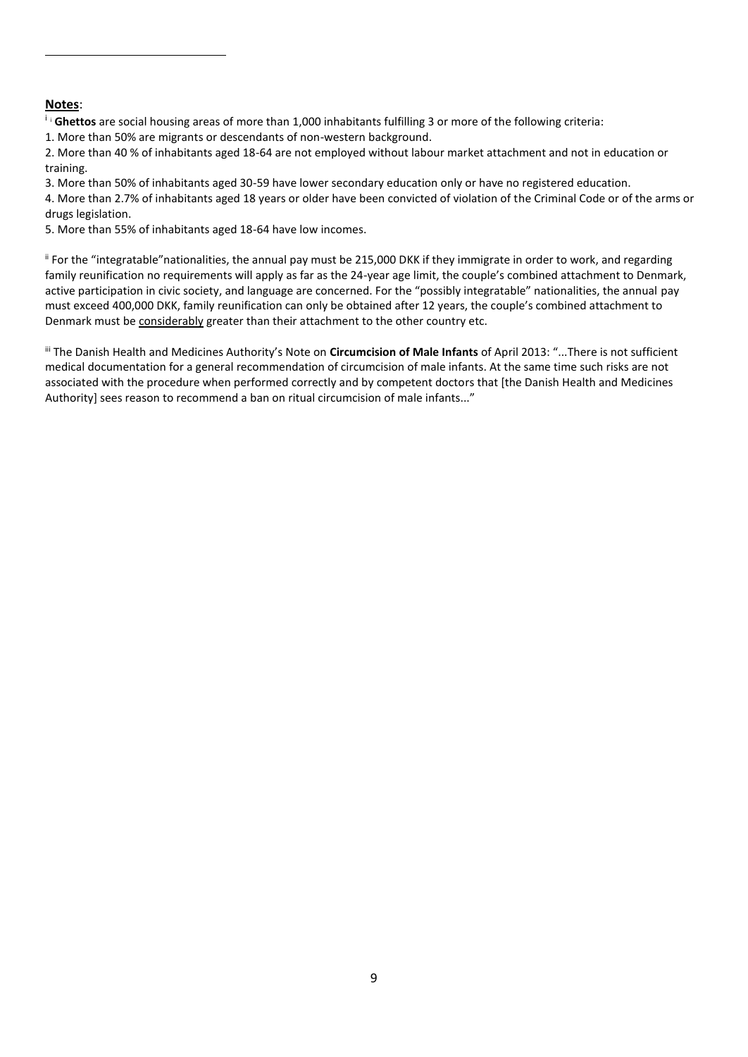**Notes**:

[i] [i] **Ghettos** are social housing areas of more than 1,000 inhabitants fulfilling 3 or more of the following criteria:

1. More than 50% are migrants or descendants of non-western background.
2. More than 40 % of inhabitants aged 18-64 are not employed without labour market attachment and not in education or training.
3. More than 50% of inhabitants aged 30-59 have lower secondary education only or have no registered education.
4. More than 2.7% of inhabitants aged 18 years or older have been convicted of violation of the Criminal Code or of the arms or drugs legislation.
5. More than 55% of inhabitants aged 18-64 have low incomes.

[ii] For the "integratable"nationalities, the annual pay must be 215,000 DKK if they immigrate in order to work, and regarding family reunification no requirements will apply as far as the 24-year age limit, the couple's combined attachment to Denmark, active participation in civic society, and language are concerned. For the "possibly integratable" nationalities, the annual pay must exceed 400,000 DKK, family reunification can only be obtained after 12 years, the couple's combined attachment to Denmark must be <u>considerably</u> greater than their attachment to the other country etc.

[iii] The Danish Health and Medicines Authority's Note on **Circumcision of Male Infants** of April 2013: "...There is not sufficient medical documentation for a general recommendation of circumcision of male infants. At the same time such risks are not associated with the procedure when performed correctly and by competent doctors that [the Danish Health and Medicines Authority] sees reason to recommend a ban on ritual circumcision of male infants..."